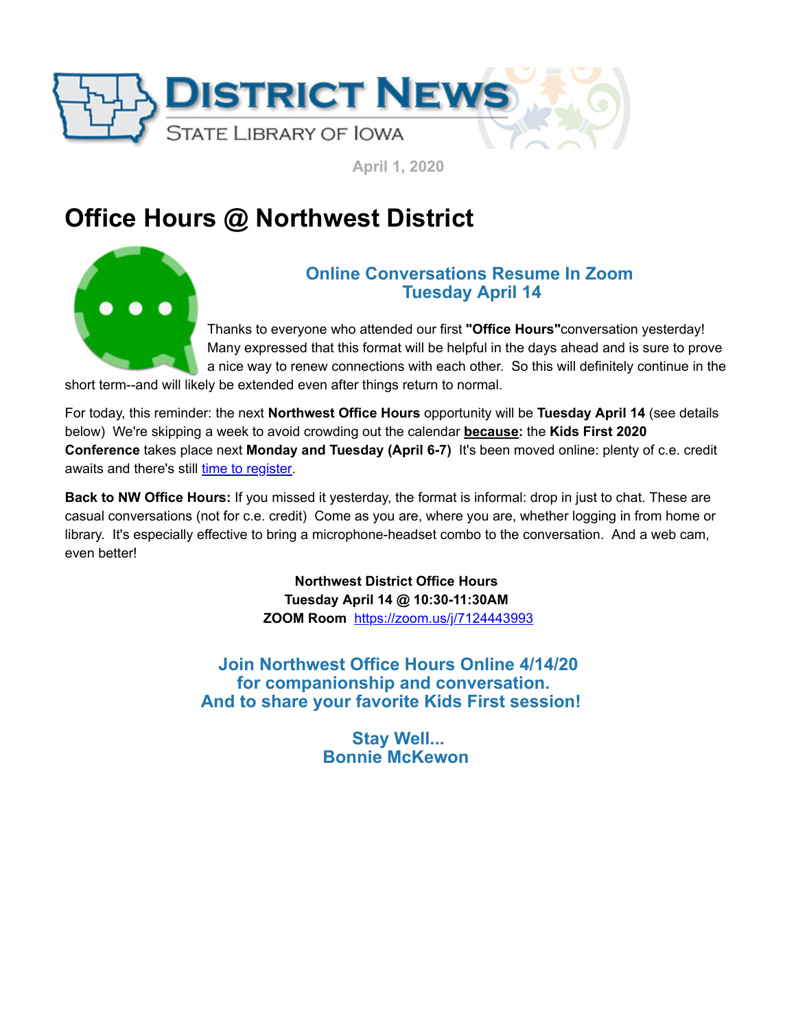# District News

State Library of Iowa

April 1, 2020

## Office Hours @ Northwest District

### Online Conversations Resume In Zoom
### Tuesday April 14

Thanks to everyone who attended our first **"Office Hours"**conversation yesterday! Many expressed that this format will be helpful in the days ahead and is sure to prove a nice way to renew connections with each other. So this will definitely continue in the short term--and will likely be extended even after things return to normal.

For today, this reminder: the next **Northwest Office Hours** opportunity will be **Tuesday April 14** (see details below) We're skipping a week to avoid crowding out the calendar **because:** the **Kids First 2020 Conference** takes place next **Monday and Tuesday (April 6-7)** It's been moved online: plenty of c.e. credit awaits and there's still time to register.

**Back to NW Office Hours:** If you missed it yesterday, the format is informal: drop in just to chat. These are casual conversations (not for c.e. credit) Come as you are, where you are, whether logging in from home or library. It's especially effective to bring a microphone-headset combo to the conversation. And a web cam, even better!

**Northwest District Office Hours**
**Tuesday April 14 @ 10:30-11:30AM**
**ZOOM Room** https://zoom.us/j/7124443993

**Join Northwest Office Hours Online 4/14/20**
**for companionship and conversation.**
**And to share your favorite Kids First session!**

**Stay Well...**
**Bonnie McKewon**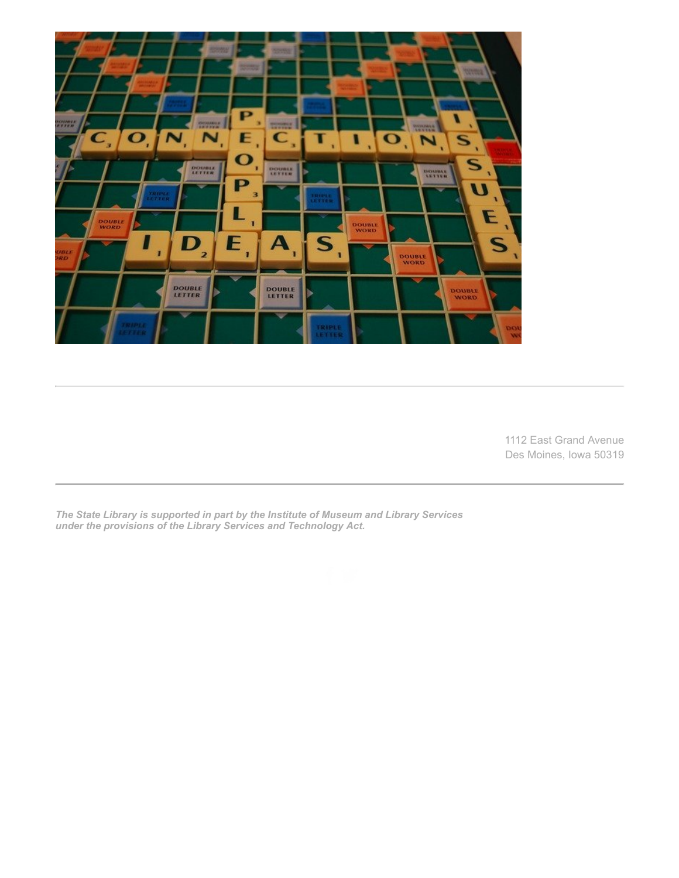1112 East Grand Avenue
Des Moines, Iowa 50319

---

***The State Library is supported in part by the Institute of Museum and Library Services under the provisions of the Library Services and Technology Act.***